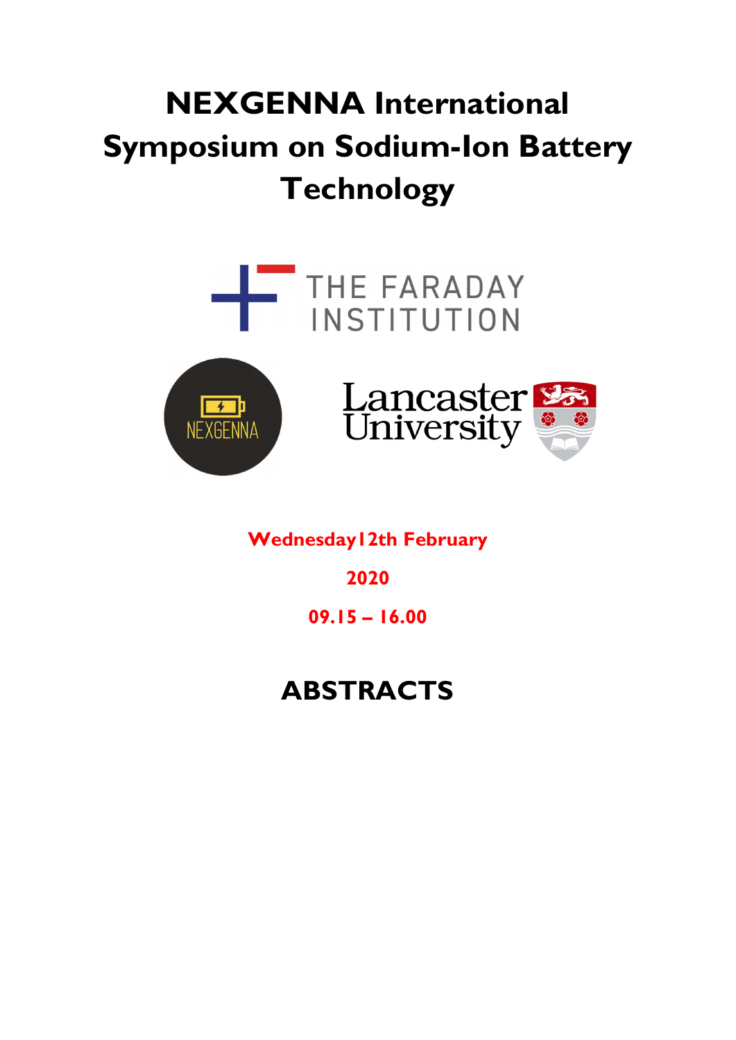# NEXGENNA International Symposium on Sodium-Ion Battery Technology

THE FARADAY INSTITUTION

NEXGENNA

Lancaster University

**Wednesday12th February**

**2020**

**09.15 – 16.00**

## ABSTRACTS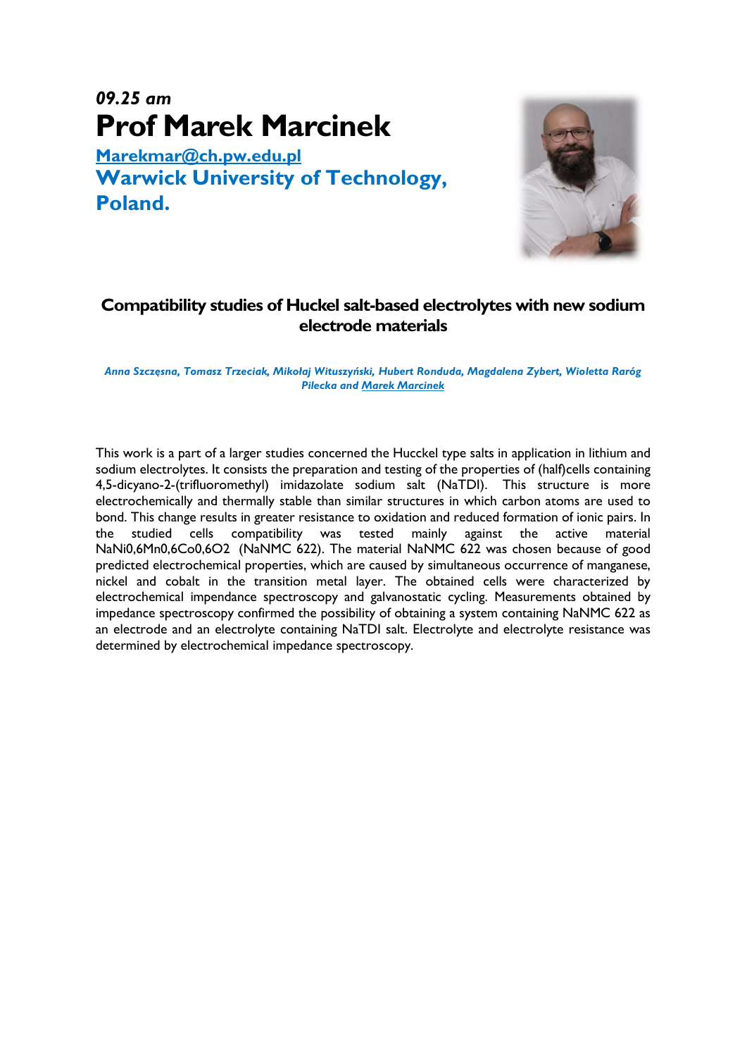*09.25 am*

# Prof Marek Marcinek

**Marekmar@ch.pw.edu.pl**

**Warwick University of Technology, Poland.**

## Compatibility studies of Huckel salt-based electrolytes with new sodium electrode materials

*Anna Szczęsna, Tomasz Trzeciak, Mikołaj Wituszyński, Hubert Ronduda, Magdalena Zybert, Wioletta Raróg Pilecka and Marek Marcinek*

This work is a part of a larger studies concerned the Hucckel type salts in application in lithium and sodium electrolytes. It consists the preparation and testing of the properties of (half)cells containing 4,5-dicyano-2-(trifluoromethyl) imidazolate sodium salt (NaTDI). This structure is more electrochemically and thermally stable than similar structures in which carbon atoms are used to bond. This change results in greater resistance to oxidation and reduced formation of ionic pairs. In the studied cells compatibility was tested mainly against the active material NaNi0,6Mn0,6Co0,6O2 (NaNMC 622). The material NaNMC 622 was chosen because of good predicted electrochemical properties, which are caused by simultaneous occurrence of manganese, nickel and cobalt in the transition metal layer. The obtained cells were characterized by electrochemical impendance spectroscopy and galvanostatic cycling. Measurements obtained by impedance spectroscopy confirmed the possibility of obtaining a system containing NaNMC 622 as an electrode and an electrolyte containing NaTDI salt. Electrolyte and electrolyte resistance was determined by electrochemical impedance spectroscopy.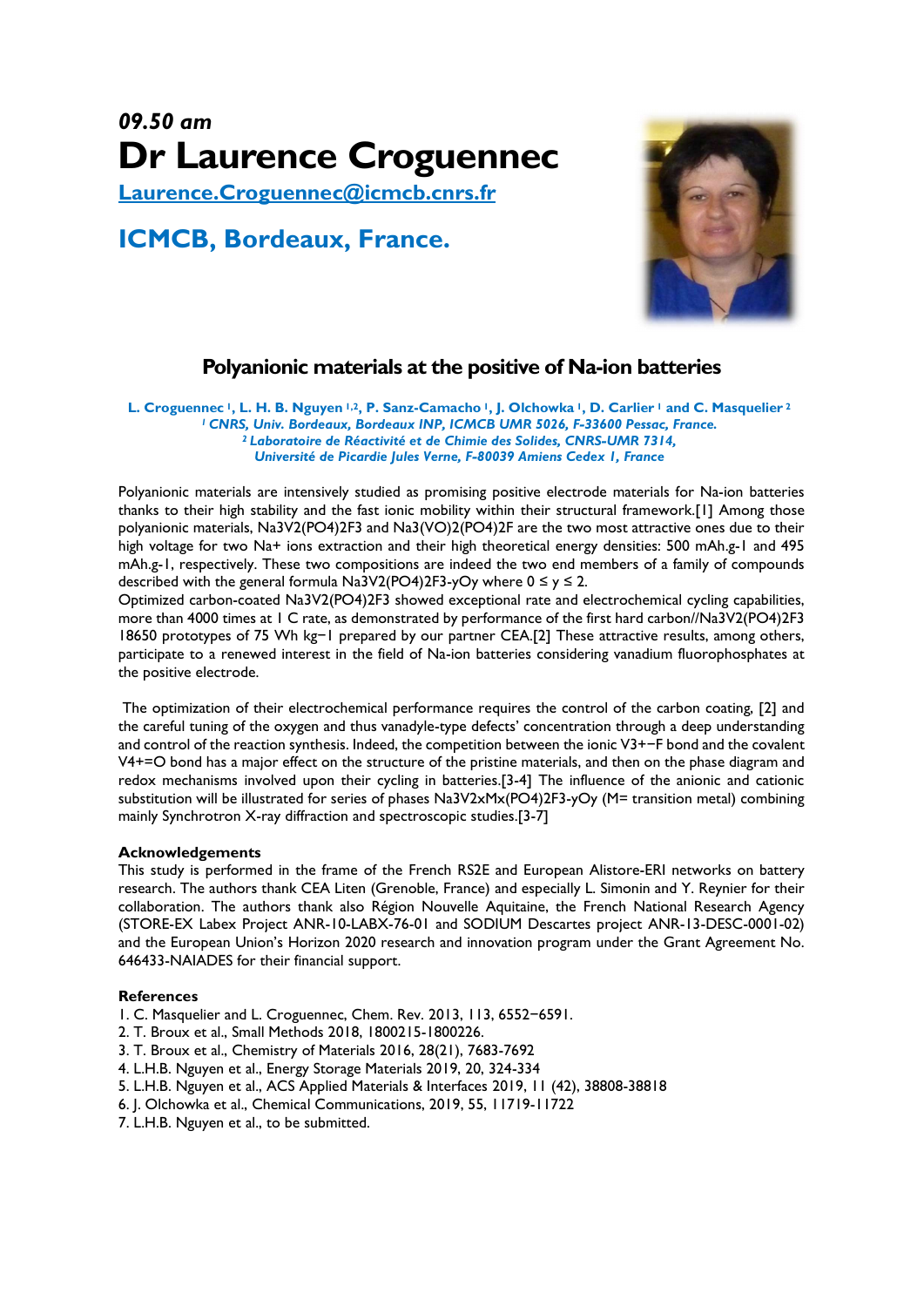## *09.50 am*

# Dr Laurence Croguennec

Laurence.Croguennec@icmcb.cnrs.fr

## ICMCB, Bordeaux, France.

### Polyanionic materials at the positive of Na-ion batteries

**L. Croguennec [1], L. H. B. Nguyen [1,2], P. Sanz-Camacho [1], J. Olchowka [1], D. Carlier [1] and C. Masquelier [2]**

*[1] CNRS, Univ. Bordeaux, Bordeaux INP, ICMCB UMR 5026, F-33600 Pessac, France.*
*[2] Laboratoire de Réactivité et de Chimie des Solides, CNRS-UMR 7314, Université de Picardie Jules Verne, F-80039 Amiens Cedex 1, France*

Polyanionic materials are intensively studied as promising positive electrode materials for Na-ion batteries thanks to their high stability and the fast ionic mobility within their structural framework.[1] Among those polyanionic materials, $Na_3V_2(PO_4)_2F_3$ and $Na_3(VO)_2(PO_4)_2F$ are the two most attractive ones due to their high voltage for two $Na^+$ ions extraction and their high theoretical energy densities: 500 mAh.g-1 and 495 mAh.g-1, respectively. These two compositions are indeed the two end members of a family of compounds described with the general formula $Na_3V_2(PO_4)_2F_{3-y}O_y$ where $0 \leq y \leq 2$.
Optimized carbon-coated $Na_3V_2(PO_4)_2F_3$ showed exceptional rate and electrochemical cycling capabilities, more than 4000 times at 1 C rate, as demonstrated by performance of the first hard carbon//$Na_3V_2(PO_4)_2F_3$ 18650 prototypes of 75 Wh kg−1 prepared by our partner CEA.[2] These attractive results, participate to a renewed interest in the field of Na-ion batteries considering vanadium fluorophosphates at the positive electrode.

The optimization of their electrochemical performance requires the control of the carbon coating, [2] and the careful tuning of the oxygen and thus vanadyle-type defects' concentration through a deep understanding and control of the reaction synthesis. Indeed, the competition between the ionic $V^{3+}$−F bond and the covalent $V^{4+}$=O bond has a major effect on the structure of the pristine materials, and then on the phase diagram and redox mechanisms involved upon their cycling in batteries.[3-4] The influence of the anionic and cationic substitution will be illustrated for series of phases $Na_3V_{2x}M_x(PO_4)_2F_{3-y}O_y$ (M= transition metal) combining mainly Synchrotron X-ray diffraction and spectroscopic studies.[3-7]

**Acknowledgements**

This study is performed in the frame of the French RS2E and European Alistore-ERI networks on battery research. The authors thank CEA Liten (Grenoble, France) and especially L. Simonin and Y. Reynier for their collaboration. The authors thank also Région Nouvelle Aquitaine, the French National Research Agency (STORE-EX Labex Project ANR-10-LABX-76-01 and SODIUM Descartes project ANR-13-DESC-0001-02) and the European Union's Horizon 2020 research and innovation program under the Grant Agreement No. 646433-NAIADES for their financial support.

**References**

1. C. Masquelier and L. Croguennec, Chem. Rev. 2013, 113, 6552−6591.
2. T. Broux et al., Small Methods 2018, 1800215-1800226.
3. T. Broux et al., Chemistry of Materials 2016, 28(21), 7683-7692
4. L.H.B. Nguyen et al., Energy Storage Materials 2019, 20, 324-334
5. L.H.B. Nguyen et al., ACS Applied Materials & Interfaces 2019, 11 (42), 38808-38818
6. J. Olchowka et al., Chemical Communications, 2019, 55, 11719-11722
7. L.H.B. Nguyen et al., to be submitted.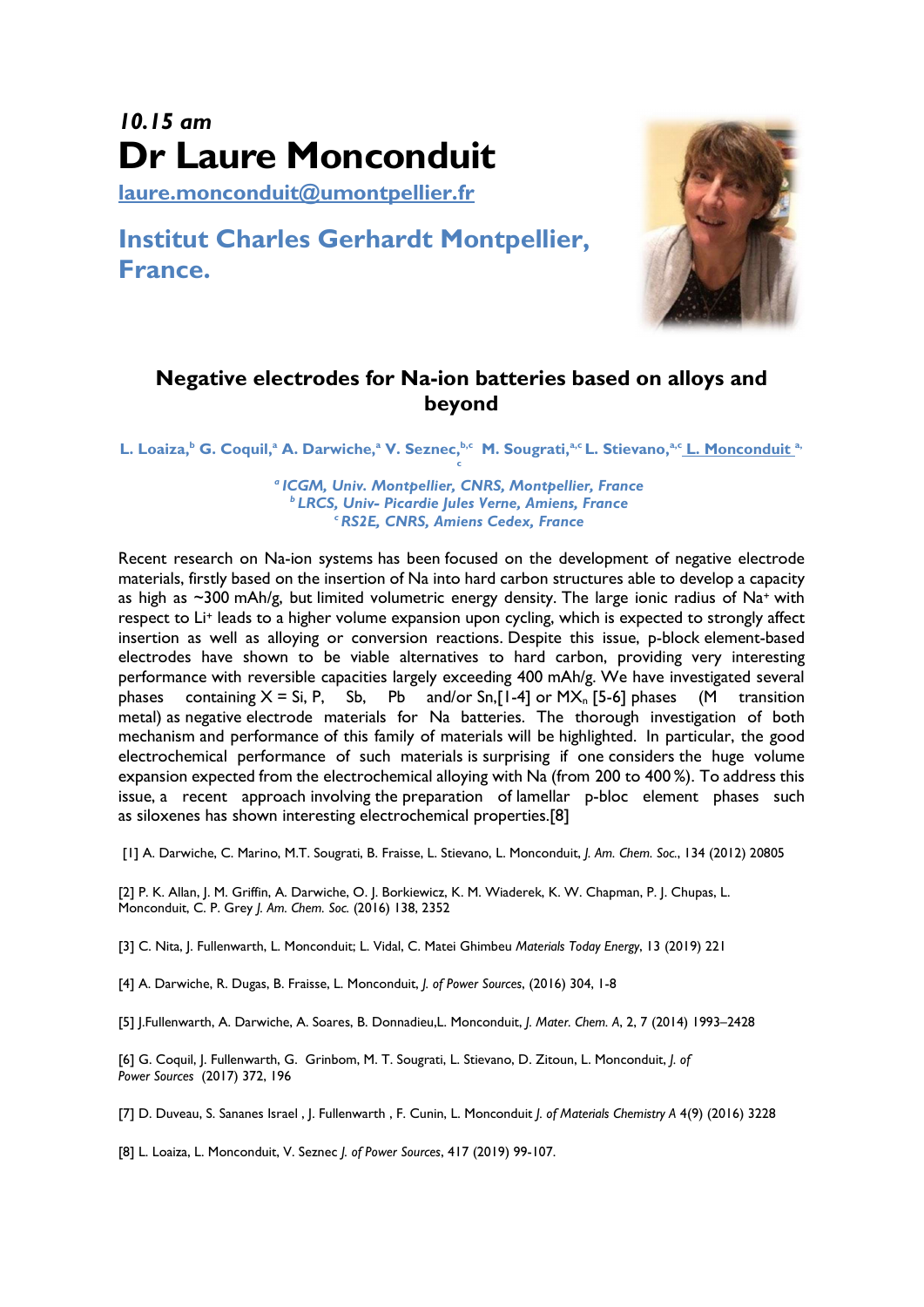*10.15 am*

# Dr Laure Monconduit

laure.monconduit@umontpellier.fr

## Institut Charles Gerhardt Montpellier, France.

### Negative electrodes for Na-ion batteries based on alloys and beyond

**L. Loaiza,[b] G. Coquil,[a] A. Darwiche,[a] V. Seznec,[b,c] M. Sougrati,[a,c] L. Stievano,[a,c] L. Monconduit [a,c]**

*[a] ICGM, Univ. Montpellier, CNRS, Montpellier, France*
*[b] LRCS, Univ- Picardie Jules Verne, Amiens, France*
*[c] RS2E, CNRS, Amiens Cedex, France*

Recent research on Na-ion systems has been focused on the development of negative electrode materials, firstly based on the insertion of Na into hard carbon structures able to develop a capacity as high as ~300 mAh/g, but limited volumetric energy density. The large ionic radius of $Na^+$ with respect to $Li^+$ leads to a higher volume expansion upon cycling, which is expected to strongly affect insertion as well as alloying or conversion reactions. Despite this issue, p-block element-based electrodes have shown to be viable alternatives to hard carbon, providing very interesting performance with reversible capacities largely exceeding 400 mAh/g. We have investigated several phases containing X = Si, P, Sb, Pb and/or Sn,[1-4] or $MX_n$ [5-6] phases (M transition metal) as negative electrode materials for Na batteries. The thorough investigation of both mechanism and performance of this family of materials will be highlighted. In particular, the good electrochemical performance of such materials is surprising if one considers the huge volume expansion expected from the electrochemical alloying with Na (from 200 to 400 %). To address this issue, a recent approach involving the preparation of lamellar p-bloc element phases such as siloxenes has shown interesting electrochemical properties.[8]

[1] A. Darwiche, C. Marino, M.T. Sougrati, B. Fraisse, L. Stievano, L. Monconduit, *J. Am. Chem. Soc.*, 134 (2012) 20805

[2] P. K. Allan, J. M. Griffin, A. Darwiche, O. J. Borkiewicz, K. M. Wiaderek, K. W. Chapman, P. J. Chupas, L. Monconduit, C. P. Grey *J. Am. Chem. Soc.* (2016) 138, 2352

[3] C. Nita, J. Fullenwarth, L. Monconduit; L. Vidal, C. Matei Ghimbeu *Materials Today Energy*, 13 (2019) 221

[4] A. Darwiche, R. Dugas, B. Fraisse, L. Monconduit, *J. of Power Sources*, (2016) 304, 1-8

[5] J.Fullenwarth, A. Darwiche, A. Soares, B. Donnadieu,L. Monconduit, *J. Mater. Chem. A*, 2, 7 (2014) 1993–2428

[6] G. Coquil, J. Fullenwarth, G. Grinbom, M. T. Sougrati, L. Stievano, D. Zitoun, L. Monconduit, *J. of Power Sources* (2017) 372, 196

[7] D. Duveau, S. Sananes Israel , J. Fullenwarth , F. Cunin, L. Monconduit *J. of Materials Chemistry A* 4(9) (2016) 3228

[8] L. Loaiza, L. Monconduit, V. Seznec *J. of Power Sources*, 417 (2019) 99-107.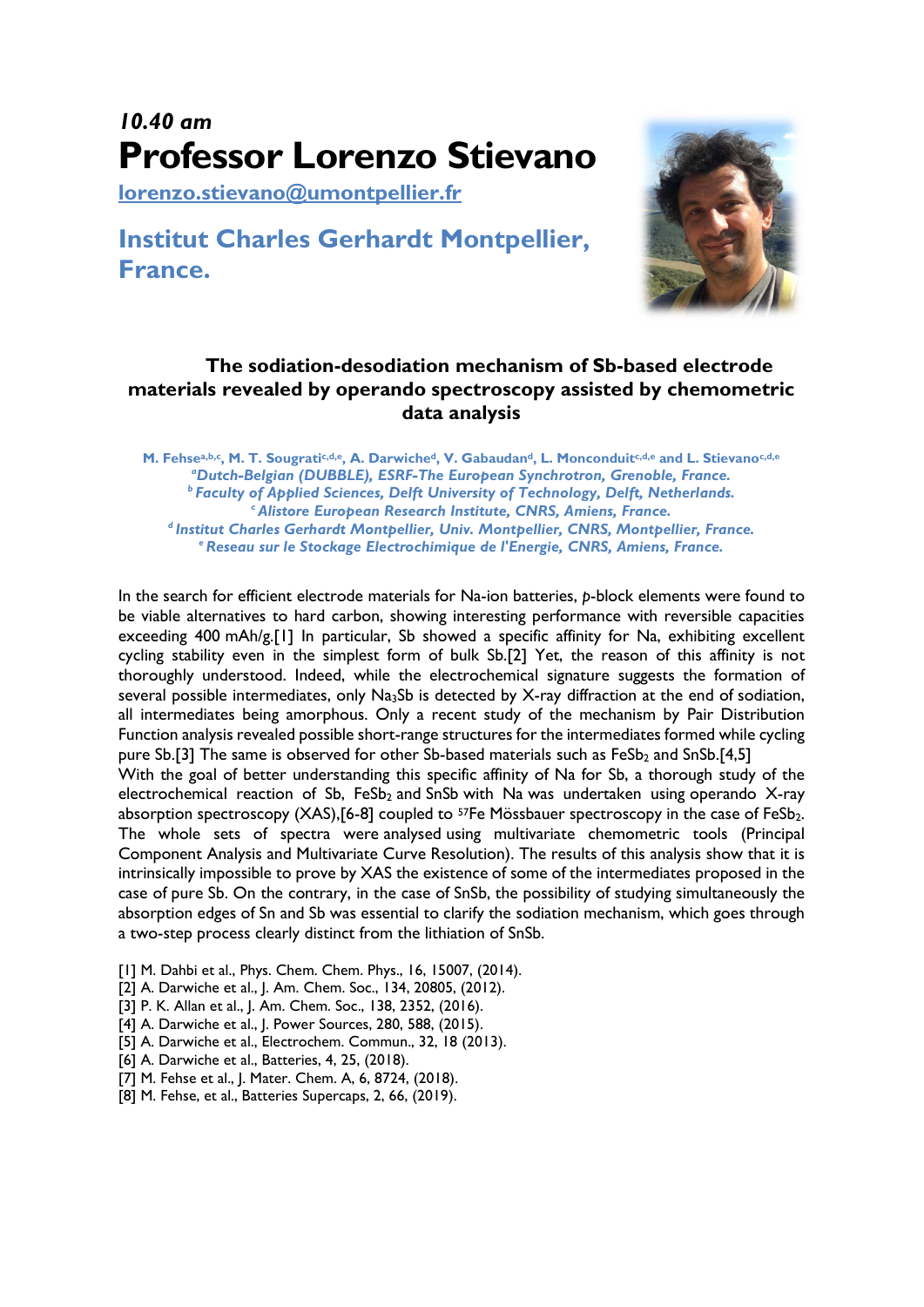*10.40 am*

# Professor Lorenzo Stievano

lorenzo.stievano@umontpellier.fr

## Institut Charles Gerhardt Montpellier, France.

### The sodiation-desodiation mechanism of Sb-based electrode materials revealed by operando spectroscopy assisted by chemometric data analysis

M. Fehse[a,b,c], M. T. Sougrati[c,d,e], A. Darwiche[d], V. Gabaudan[d], L. Monconduit[c,d,e] and L. Stievano[c,d,e]

[a] *Dutch-Belgian (DUBBLE), ESRF-The European Synchrotron, Grenoble, France.*
[b] *Faculty of Applied Sciences, Delft University of Technology, Delft, Netherlands.*
[c] *Alistore European Research Institute, CNRS, Amiens, France.*
[d] *Institut Charles Gerhardt Montpellier, Univ. Montpellier, CNRS, Montpellier, France.*
[e] *Reseau sur le Stockage Electrochimique de l'Energie, CNRS, Amiens, France.*

In the search for efficient electrode materials for Na-ion batteries, *p*-block elements were found to be viable alternatives to hard carbon, showing interesting performance with reversible capacities exceeding 400 mAh/g.[1] In particular, Sb showed a specific affinity for Na, exhibiting excellent cycling stability even in the simplest form of bulk Sb.[2] Yet, the reason of this affinity is not thoroughly understood. Indeed, while the electrochemical signature suggests the formation of several possible intermediates, only $Na_3Sb$ is detected by X-ray diffraction at the end of sodiation, all intermediates being amorphous. Only a recent study of the mechanism by Pair Distribution Function analysis revealed possible short-range structures for the intermediates formed while cycling pure Sb.[3] The same is observed for other Sb-based materials such as $FeSb_2$ and SnSb.[4,5]
With the goal of better understanding this specific affinity of Na for Sb, a thorough study of the electrochemical reaction of Sb, $FeSb_2$ and SnSb with Na was undertaken using operando X-ray absorption spectroscopy (XAS),[6-8] coupled to $^{57}$Fe Mössbauer spectroscopy in the case of $FeSb_2$. The whole sets of spectra were analysed using multivariate chemometric tools (Principal Component Analysis and Multivariate Curve Resolution). The results of this analysis show that it is intrinsically impossible to prove by XAS the existence of some of the intermediates proposed in the case of pure Sb. On the contrary, in the case of SnSb, the possibility of studying simultaneously the absorption edges of Sn and Sb was essential to clarify the sodiation mechanism, which goes through a two-step process clearly distinct from the lithiation of SnSb.

[1] M. Dahbi et al., Phys. Chem. Chem. Phys., 16, 15007, (2014).
[2] A. Darwiche et al., J. Am. Chem. Soc., 134, 20805, (2012).
[3] P. K. Allan et al., J. Am. Chem. Soc., 138, 2352, (2016).
[4] A. Darwiche et al., J. Power Sources, 280, 588, (2015).
[5] A. Darwiche et al., Electrochem. Commun., 32, 18 (2013).
[6] A. Darwiche et al., Batteries, 4, 25, (2018).
[7] M. Fehse et al., J. Mater. Chem. A, 6, 8724, (2018).
[8] M. Fehse, et al., Batteries Supercaps, 2, 66, (2019).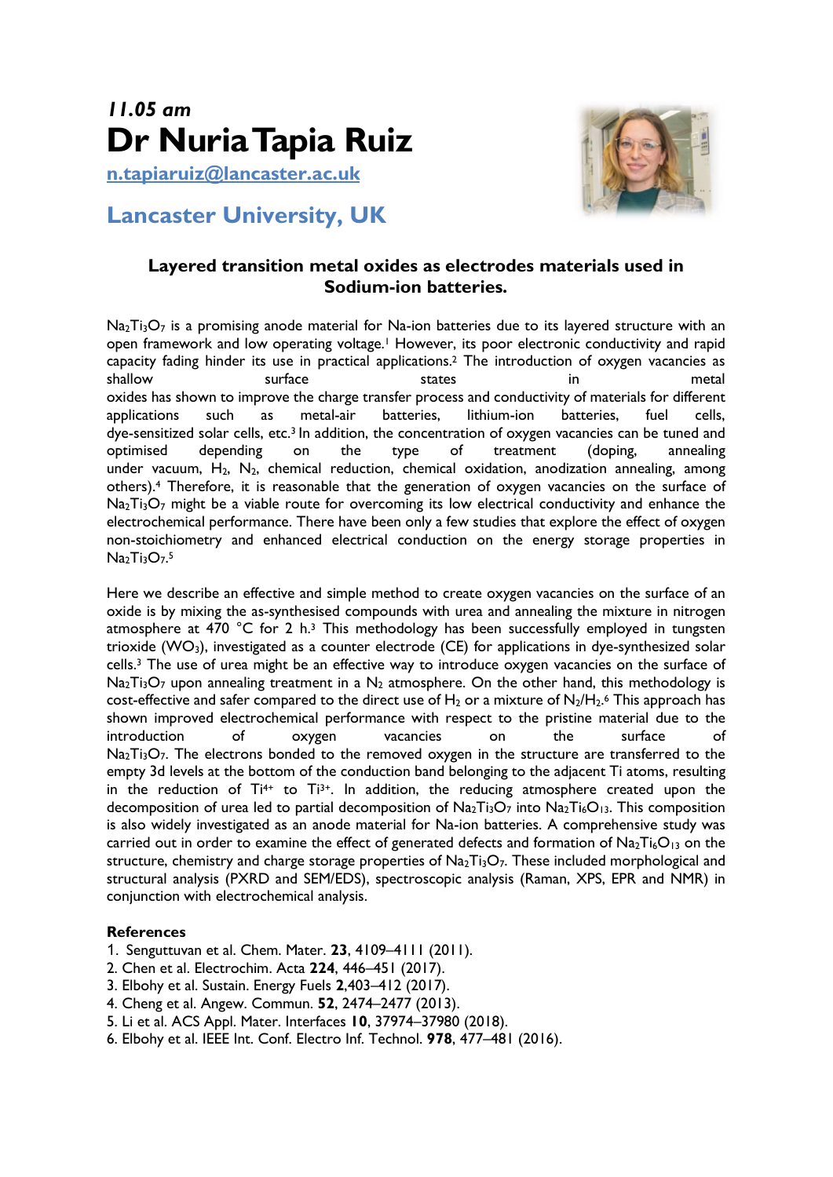*11.05 am*

# Dr Nuria Tapia Ruiz

n.tapiaruiz@lancaster.ac.uk

## Lancaster University, UK

### Layered transition metal oxides as electrodes materials used in Sodium-ion batteries.

$Na_2Ti_3O_7$ is a promising anode material for Na-ion batteries due to its layered structure with an open framework and low operating voltage.[1] However, its poor electronic conductivity and rapid capacity fading hinder its use in practical applications.[2] The introduction of oxygen vacancies as shallow surface states in metal oxides has shown to improve the charge transfer process and conductivity of materials for different applications such as metal-air batteries, lithium-ion batteries, fuel cells, dye-sensitized solar cells, etc.[3] In addition, the concentration of oxygen vacancies can be tuned and optimised depending on the type of treatment (doping, annealing under vacuum, $H_2$, $N_2$, chemical reduction, chemical oxidation, anodization annealing, among others).[4] Therefore, it is reasonable that the generation of oxygen vacancies on the surface of $Na_2Ti_3O_7$ might be a viable route for overcoming its low electrical conductivity and enhance the electrochemical performance. There have been only a few studies that explore the effect of oxygen non-stoichiometry and enhanced electrical conduction on the energy storage properties in $Na_2Ti_3O_7$.[5]

Here we describe an effective and simple method to create oxygen vacancies on the surface of an oxide is by mixing the as-synthesised compounds with urea and annealing the mixture in nitrogen atmosphere at 470 °C for 2 h.[3] This methodology has been successfully employed in tungsten trioxide ($WO_3$), investigated as a counter electrode (CE) for applications in dye-synthesized solar cells.[3] The use of urea might be an effective way to introduce oxygen vacancies on the surface of $Na_2Ti_3O_7$ upon annealing treatment in a $N_2$ atmosphere. On the other hand, this methodology is cost-effective and safer compared to the direct use of $H_2$ or a mixture of $N_2/H_2$.[6] This approach has shown improved electrochemical performance with respect to the pristine material due to the introduction of oxygen vacancies on the surface of $Na_2Ti_3O_7$. The electrons bonded to the removed oxygen in the structure are transferred to the empty 3d levels at the bottom of the conduction band belonging to the adjacent Ti atoms, resulting in the reduction of $Ti^{4+}$ to $Ti^{3+}$. In addition, the reducing atmosphere created upon the decomposition of urea led to partial decomposition of $Na_2Ti_3O_7$ into $Na_2Ti_6O_{13}$. This composition is also widely investigated as an anode material for Na-ion batteries. A comprehensive study was carried out in order to examine the effect of generated defects and formation of $Na_2Ti_6O_{13}$ on the structure, chemistry and charge storage properties of $Na_2Ti_3O_7$. These included morphological and structural analysis (PXRD and SEM/EDS), spectroscopic analysis (Raman, XPS, EPR and NMR) in conjunction with electrochemical analysis.

**References**

1. Senguttuvan et al. Chem. Mater. **23**, 4109–4111 (2011).
2. Chen et al. Electrochim. Acta **224**, 446–451 (2017).
3. Elbohy et al. Sustain. Energy Fuels **2**,403–412 (2017).
4. Cheng et al. Angew. Commun. **52**, 2474–2477 (2013).
5. Li et al. ACS Appl. Mater. Interfaces **10**, 37974–37980 (2018).
6. Elbohy et al. IEEE Int. Conf. Electro Inf. Technol. **978**, 477–481 (2016).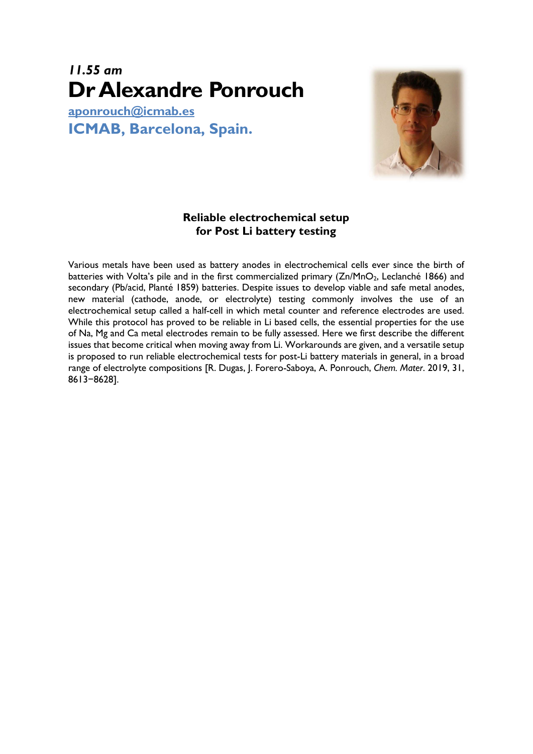*11.55 am*

# Dr Alexandre Ponrouch

aponrouch@icmab.es

**ICMAB, Barcelona, Spain.**

### Reliable electrochemical setup for Post Li battery testing

Various metals have been used as battery anodes in electrochemical cells ever since the birth of batteries with Volta's pile and in the first commercialized primary ($Zn/MnO_2$, Leclanché 1866) and secondary (Pb/acid, Planté 1859) batteries. Despite issues to develop viable and safe metal anodes, new material (cathode, anode, or electrolyte) testing commonly involves the use of an electrochemical setup called a half-cell in which metal counter and reference electrodes are used. While this protocol has proved to be reliable in Li based cells, the essential properties for the use of Na, Mg and Ca metal electrodes remain to be fully assessed. Here we first describe the different issues that become critical when moving away from Li. Workarounds are given, and a versatile setup is proposed to run reliable electrochemical tests for post-Li battery materials in general, in a broad range of electrolyte compositions [R. Dugas, J. Forero-Saboya, A. Ponrouch, *Chem. Mater*. 2019, 31, 8613−8628].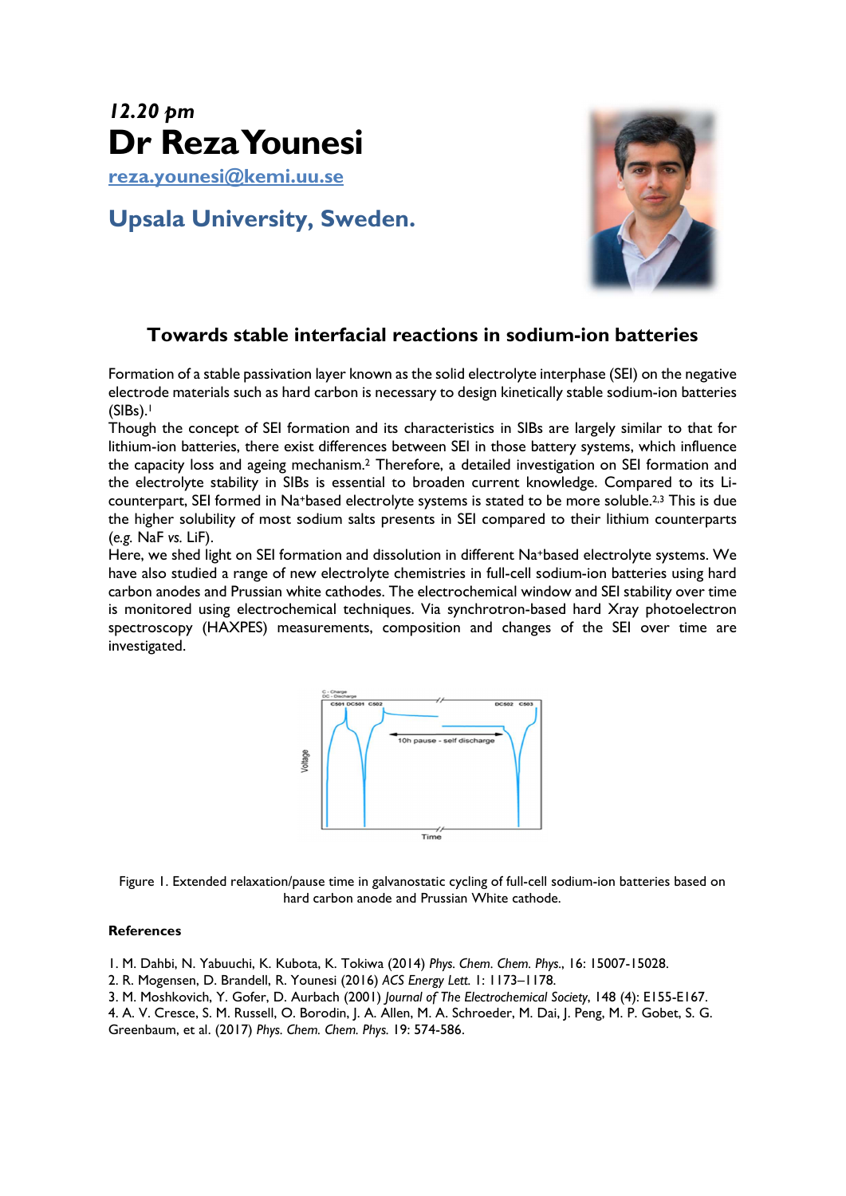*12.20 pm*

# Dr Reza Younesi

reza.younesi@kemi.uu.se

## Upsala University, Sweden.

### Towards stable interfacial reactions in sodium-ion batteries

Formation of a stable passivation layer known as the solid electrolyte interphase (SEI) on the negative electrode materials such as hard carbon is necessary to design kinetically stable sodium-ion batteries (SIBs).[1]

Though the concept of SEI formation and its characteristics in SIBs are largely similar to that for lithium-ion batteries, there exist differences between SEI in those battery systems, which influence the capacity loss and ageing mechanism.[2] Therefore, a detailed investigation on SEI formation and the electrolyte stability in SIBs is essential to broaden current knowledge. Compared to its Li-counterpart, SEI formed in $Na^{+}$based electrolyte systems is stated to be more soluble.[2,3] This is due the higher solubility of most sodium salts presents in SEI compared to their lithium counterparts (*e.g.* NaF *vs.* LiF).

Here, we shed light on SEI formation and dissolution in different $Na^{+}$based electrolyte systems. We have also studied a range of new electrolyte chemistries in full-cell sodium-ion batteries using hard carbon anodes and Prussian white cathodes. The electrochemical window and SEI stability over time is monitored using electrochemical techniques. Via synchrotron-based hard Xray photoelectron spectroscopy (HAXPES) measurements, composition and changes of the SEI over time are investigated.

Figure 1. Extended relaxation/pause time in galvanostatic cycling of full-cell sodium-ion batteries based on hard carbon anode and Prussian White cathode.

#### References

1. M. Dahbi, N. Yabuuchi, K. Kubota, K. Tokiwa (2014) *Phys. Chem. Chem. Phys.*, 16: 15007-15028.
2. R. Mogensen, D. Brandell, R. Younesi (2016) *ACS Energy Lett.* 1: 1173–1178.
3. M. Moshkovich, Y. Gofer, D. Aurbach (2001) *Journal of The Electrochemical Society*, 148 (4): E155-E167.
4. A. V. Cresce, S. M. Russell, O. Borodin, J. A. Allen, M. A. Schroeder, M. Dai, J. Peng, M. P. Gobet, S. G. Greenbaum, et al. (2017) *Phys. Chem. Chem. Phys.* 19: 574-586.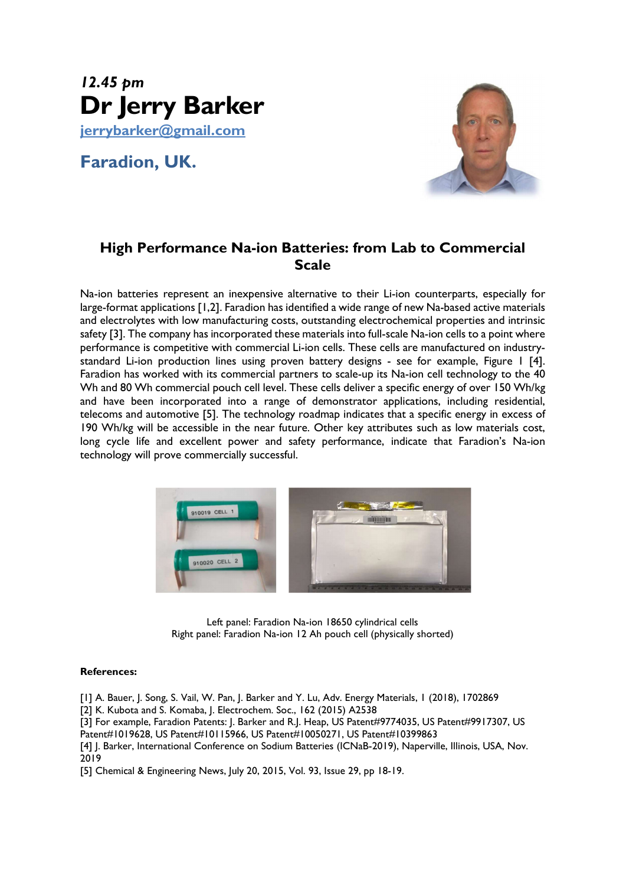*12.45 pm*

# Dr Jerry Barker

jerrybarker@gmail.com

## Faradion, UK.

### High Performance Na-ion Batteries: from Lab to Commercial Scale

Na-ion batteries represent an inexpensive alternative to their Li-ion counterparts, especially for large-format applications [1,2]. Faradion has identified a wide range of new Na-based active materials and electrolytes with low manufacturing costs, outstanding electrochemical properties and intrinsic safety [3]. The company has incorporated these materials into full-scale Na-ion cells to a point where performance is competitive with commercial Li-ion cells. These cells are manufactured on industry-standard Li-ion production lines using proven battery designs - see for example, Figure 1 [4]. Faradion has worked with its commercial partners to scale-up its Na-ion cell technology to the 40 Wh and 80 Wh commercial pouch cell level. These cells deliver a specific energy of over 150 Wh/kg and have been incorporated into a range of demonstrator applications, including residential, telecoms and automotive [5]. The technology roadmap indicates that a specific energy in excess of 190 Wh/kg will be accessible in the near future. Other key attributes such as low materials cost, long cycle life and excellent power and safety performance, indicate that Faradion's Na-ion technology will prove commercially successful.

Left panel: Faradion Na-ion 18650 cylindrical cells
Right panel: Faradion Na-ion 12 Ah pouch cell (physically shorted)

**References:**

[1] A. Bauer, J. Song, S. Vail, W. Pan, J. Barker and Y. Lu, Adv. Energy Materials, 1 (2018), 1702869
[2] K. Kubota and S. Komaba, J. Electrochem. Soc., 162 (2015) A2538
[3] For example, Faradion Patents: J. Barker and R.J. Heap, US Patent#9774035, US Patent#9917307, US Patent#1019628, US Patent#10115966, US Patent#10050271, US Patent#10399863
[4] J. Barker, International Conference on Sodium Batteries (ICNaB-2019), Naperville, Illinois, USA, Nov. 2019
[5] Chemical & Engineering News, July 20, 2015, Vol. 93, Issue 29, pp 18-19.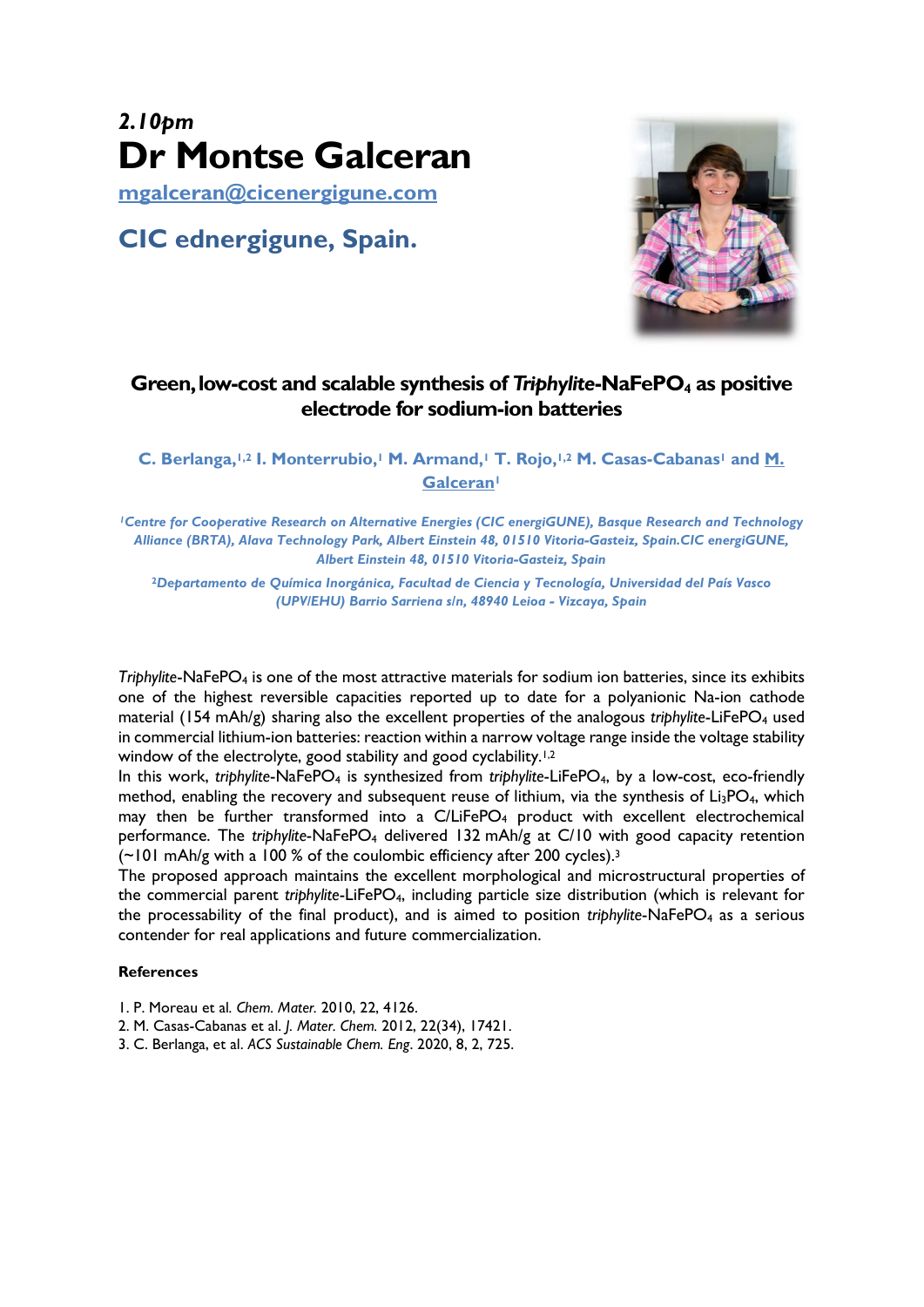*2.10pm*

# Dr Montse Galceran

mgalceran@cicenergigune.com

## CIC ednergigune, Spain.

### Green, low-cost and scalable synthesis of *Triphylite*-$NaFePO_4$ as positive electrode for sodium-ion batteries

**C. Berlanga,[1,2] I. Monterrubio,[1] M. Armand,[1] T. Rojo,[1,2] M. Casas-Cabanas[1] and M. Galceran[1]**

*[1]Centre for Cooperative Research on Alternative Energies (CIC energiGUNE), Basque Research and Technology Alliance (BRTA), Alava Technology Park, Albert Einstein 48, 01510 Vitoria-Gasteiz, Spain.CIC energiGUNE, Albert Einstein 48, 01510 Vitoria-Gasteiz, Spain*

*[2]Departamento de Química Inorgánica, Facultad de Ciencia y Tecnología, Universidad del País Vasco (UPV/EHU) Barrio Sarriena s/n, 48940 Leioa - Vizcaya, Spain*

*Triphylite*-$NaFePO_4$ is one of the most attractive materials for sodium ion batteries, since its exhibits one of the highest reversible capacities reported up to date for a polyanionic Na-ion cathode material (154 mAh/g) sharing also the excellent properties of the analogous *triphylite*-$LiFePO_4$ used in commercial lithium-ion batteries: reaction within a narrow voltage range inside the voltage stability window of the electrolyte, good stability and good cyclability.[1,2]

In this work, *triphylite*-$NaFePO_4$ is synthesized from *triphylite*-$LiFePO_4$, by a low-cost, eco-friendly method, enabling the recovery and subsequent reuse of lithium, via the synthesis of $Li_3PO_4$, which may then be further transformed into a C/$LiFePO_4$ product with excellent electrochemical performance. The *triphylite*-$NaFePO_4$ delivered 132 mAh/g at C/10 with good capacity retention (~101 mAh/g with a 100 % of the coulombic efficiency after 200 cycles).[3]

The proposed approach maintains the excellent morphological and microstructural properties of the commercial parent *triphylite*-$LiFePO_4$, including particle size distribution (which is relevant for the processability of the final product), and is aimed to position *triphylite*-$NaFePO_4$ as a serious contender for real applications and future commercialization.

**References**

1. P. Moreau et al. *Chem. Mater.* 2010, 22, 4126.
2. M. Casas-Cabanas et al. *J. Mater. Chem.* 2012, 22(34), 17421.
3. C. Berlanga, et al. *ACS Sustainable Chem. Eng*. 2020, 8, 2, 725.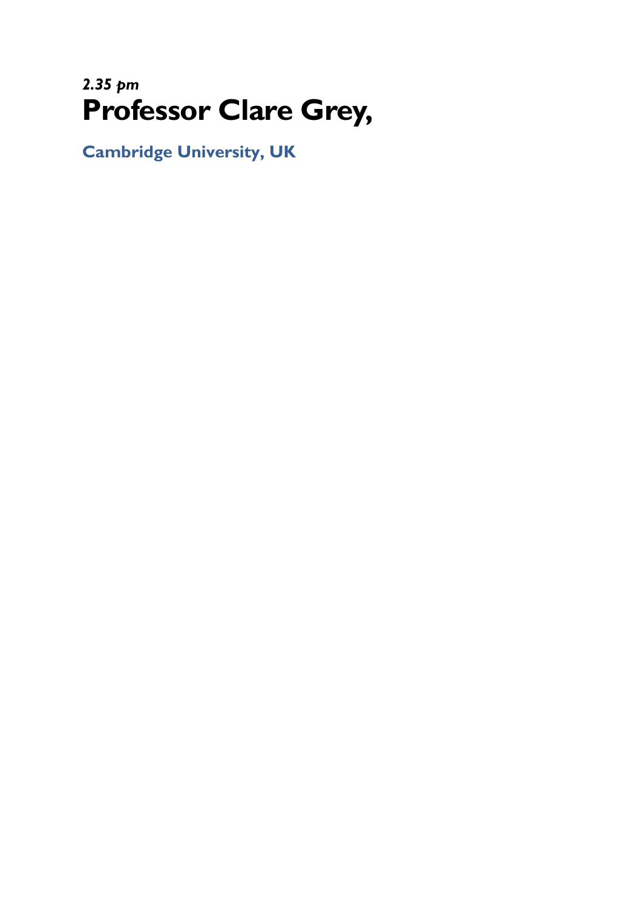*2.35 pm*

# Professor Clare Grey,

**Cambridge University, UK**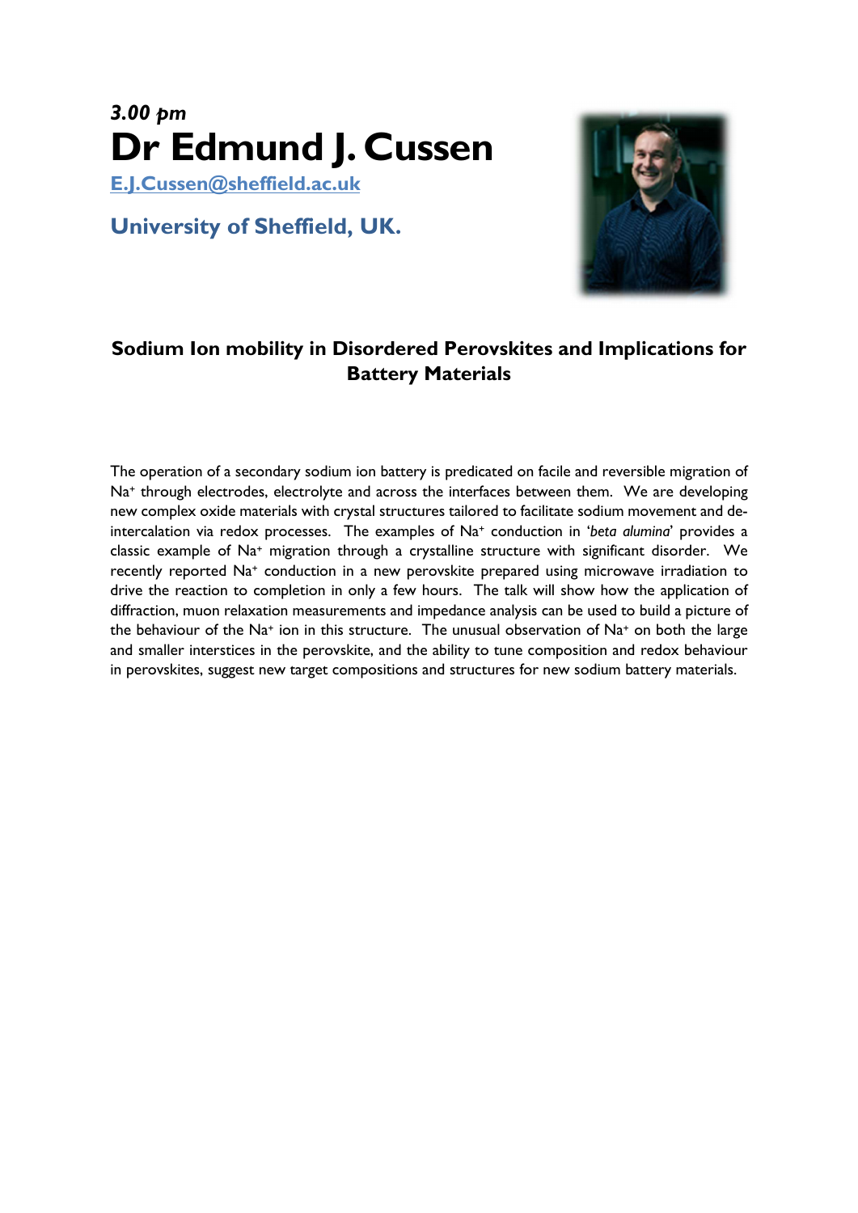*3.00 pm*

# Dr Edmund J. Cussen

E.J.Cussen@sheffield.ac.uk

**University of Sheffield, UK.**

## Sodium Ion mobility in Disordered Perovskites and Implications for Battery Materials

The operation of a secondary sodium ion battery is predicated on facile and reversible migration of $Na^+$ through electrodes, electrolyte and across the interfaces between them. We are developing new complex oxide materials with crystal structures tailored to facilitate sodium movement and de-intercalation via redox processes. The examples of $Na^+$ conduction in '*beta alumina*' provides a classic example of $Na^+$ migration through a crystalline structure with significant disorder. We recently reported $Na^+$ conduction in a new perovskite prepared using microwave irradiation to drive the reaction to completion in only a few hours. The talk will show how the application of diffraction, muon relaxation measurements and impedance analysis can be used to build a picture of the behaviour of the $Na^+$ ion in this structure. The unusual observation of $Na^+$ on both the large and smaller interstices in the perovskite, and the ability to tune composition and redox behaviour in perovskites, suggest new target compositions and structures for new sodium battery materials.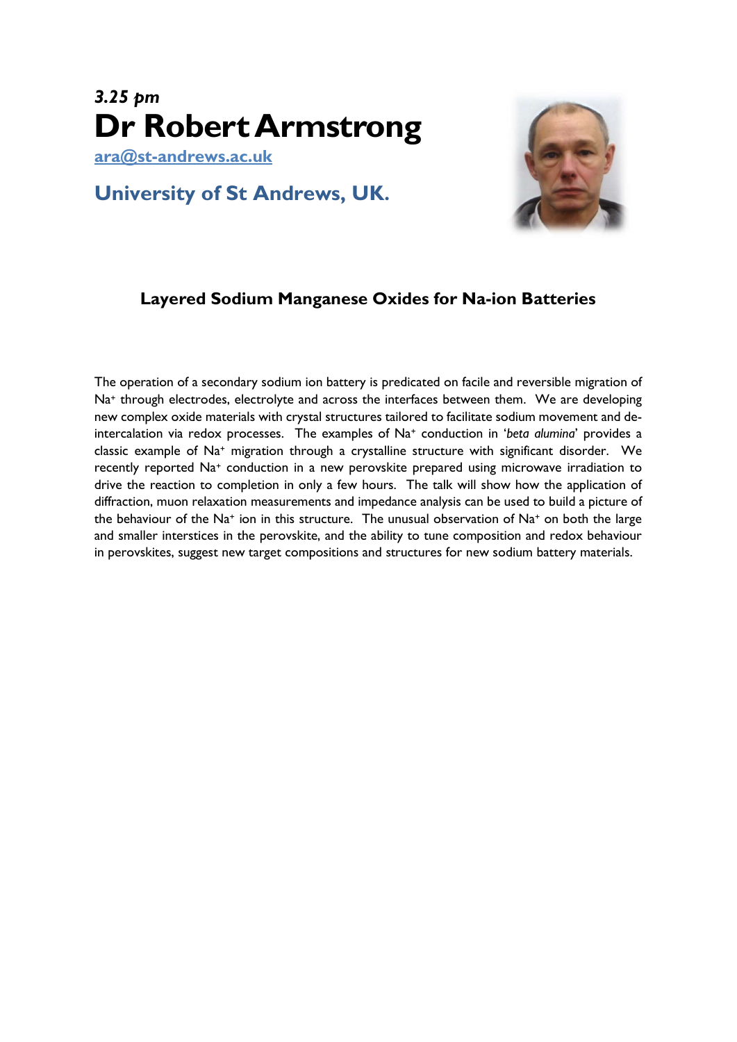*3.25 pm*

# Dr Robert Armstrong

ara@st-andrews.ac.uk

## University of St Andrews, UK.

### Layered Sodium Manganese Oxides for Na-ion Batteries

The operation of a secondary sodium ion battery is predicated on facile and reversible migration of $Na^+$ through electrodes, electrolyte and across the interfaces between them. We are developing new complex oxide materials with crystal structures tailored to facilitate sodium movement and de-intercalation via redox processes. The examples of $Na^+$ conduction in '*beta alumina*' provides a classic example of $Na^+$ migration through a crystalline structure with significant disorder. We recently reported $Na^+$ conduction in a new perovskite prepared using microwave irradiation to drive the reaction to completion in only a few hours. The talk will show how the application of diffraction, muon relaxation measurements and impedance analysis can be used to build a picture of the behaviour of the $Na^+$ ion in this structure. The unusual observation of $Na^+$ on both the large and smaller interstices in the perovskite, and the ability to tune composition and redox behaviour in perovskites, suggest new target compositions and structures for new sodium battery materials.